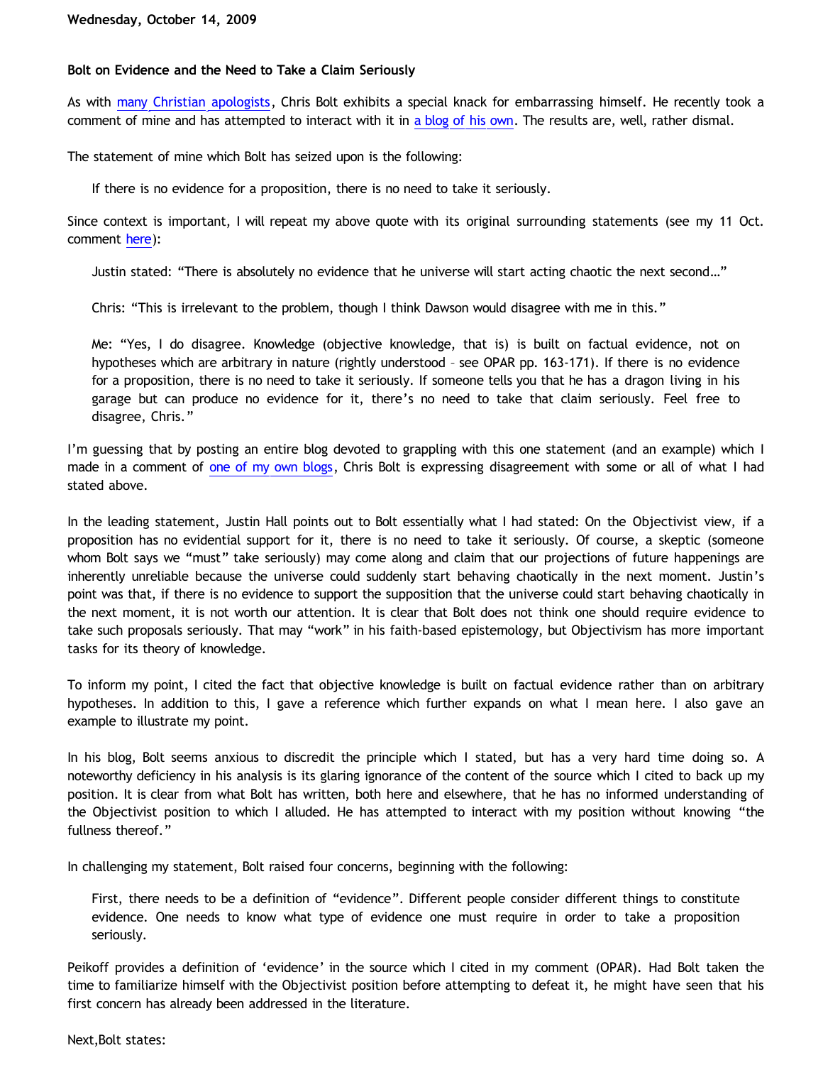Wednesday, October 14, 2009

### Bolt on Evidence and the Need to Take a Claim Seriously

As with many Christian apologists, Chris Bolt exhibits a special knack for embarrassing himself. He recently took a comment of mine and has attempted to interact with it in a blog of his own. The results are, well, rather dismal.

The statement of mine which Bolt has seized upon is the following:

> If there is no evidence for a proposition, there is no need to take it seriously.

Since context is important, I will repeat my above quote with its original surrounding statements (see my 11 Oct. comment here):

> Justin stated: "There is absolutely no evidence that he universe will start acting chaotic the next second…"
>
> Chris: "This is irrelevant to the problem, though I think Dawson would disagree with me in this."
>
> Me: "Yes, I do disagree. Knowledge (objective knowledge, that is) is built on factual evidence, not on hypotheses which are arbitrary in nature (rightly understood – see OPAR pp. 163-171). If there is no evidence for a proposition, there is no need to take it seriously. If someone tells you that he has a dragon living in his garage but can produce no evidence for it, there's no need to take that claim seriously. Feel free to disagree, Chris."

I'm guessing that by posting an entire blog devoted to grappling with this one statement (and an example) which I made in a comment of one of my own blogs, Chris Bolt is expressing disagreement with some or all of what I had stated above.

In the leading statement, Justin Hall points out to Bolt essentially what I had stated: On the Objectivist view, if a proposition has no evidential support for it, there is no need to take it seriously. Of course, a skeptic (someone whom Bolt says we "must" take seriously) may come along and claim that our projections of future happenings are inherently unreliable because the universe could suddenly start behaving chaotically in the next moment. Justin's point was that, if there is no evidence to support the supposition that the universe could start behaving chaotically in the next moment, it is not worth our attention. It is clear that Bolt does not think one should require evidence to take such proposals seriously. That may "work" in his faith-based epistemology, but Objectivism has more important tasks for its theory of knowledge.

To inform my point, I cited the fact that objective knowledge is built on factual evidence rather than on arbitrary hypotheses. In addition to this, I gave a reference which further expands on what I mean here. I also gave an example to illustrate my point.

In his blog, Bolt seems anxious to discredit the principle which I stated, but has a very hard time doing so. A noteworthy deficiency in his analysis is its glaring ignorance of the content of the source which I cited to back up my position. It is clear from what Bolt has written, both here and elsewhere, that he has no informed understanding of the Objectivist position to which I alluded. He has attempted to interact with my position without knowing "the fullness thereof."

In challenging my statement, Bolt raised four concerns, beginning with the following:

> First, there needs to be a definition of "evidence". Different people consider different things to constitute evidence. One needs to know what type of evidence one must require in order to take a proposition seriously.

Peikoff provides a definition of 'evidence' in the source which I cited in my comment (OPAR). Had Bolt taken the time to familiarize himself with the Objectivist position before attempting to defeat it, he might have seen that his first concern has already been addressed in the literature.

Next,Bolt states: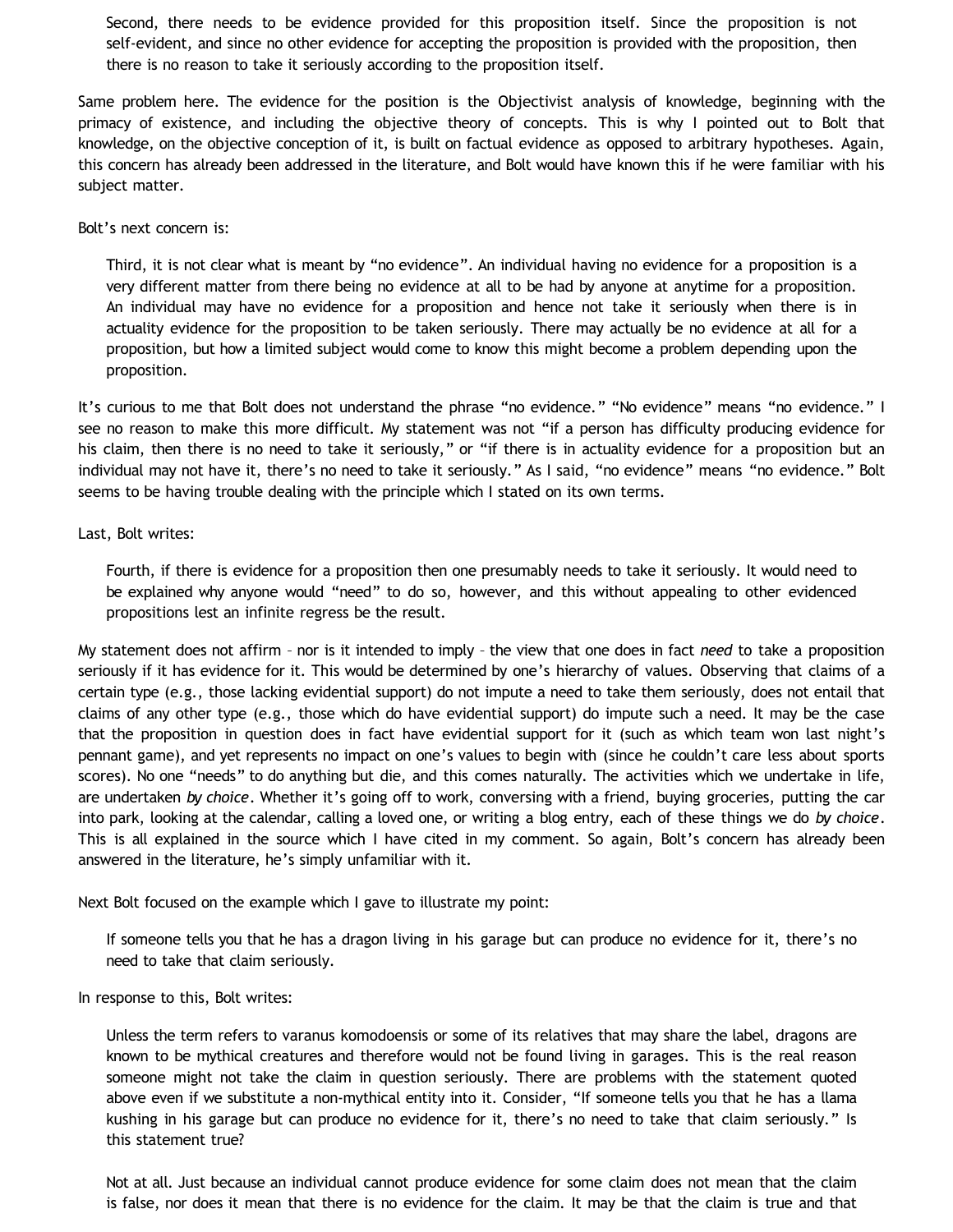> Second, there needs to be evidence provided for this proposition itself. Since the proposition is not self-evident, and since no other evidence for accepting the proposition is provided with the proposition, then there is no reason to take it seriously according to the proposition itself.

Same problem here. The evidence for the position is the Objectivist analysis of knowledge, beginning with the primacy of existence, and including the objective theory of concepts. This is why I pointed out to Bolt that knowledge, on the objective conception of it, is built on factual evidence as opposed to arbitrary hypotheses. Again, this concern has already been addressed in the literature, and Bolt would have known this if he were familiar with his subject matter.

Bolt's next concern is:

> Third, it is not clear what is meant by "no evidence". An individual having no evidence for a proposition is a very different matter from there being no evidence at all to be had by anyone at anytime for a proposition. An individual may have no evidence for a proposition and hence not take it seriously when there is in actuality evidence for the proposition to be taken seriously. There may actually be no evidence at all for a proposition, but how a limited subject would come to know this might become a problem depending upon the proposition.

It's curious to me that Bolt does not understand the phrase "no evidence." "No evidence" means "no evidence." I see no reason to make this more difficult. My statement was not "if a person has difficulty producing evidence for his claim, then there is no need to take it seriously," or "if there is in actuality evidence for a proposition but an individual may not have it, there's no need to take it seriously." As I said, "no evidence" means "no evidence." Bolt seems to be having trouble dealing with the principle which I stated on its own terms.

Last, Bolt writes:

> Fourth, if there is evidence for a proposition then one presumably needs to take it seriously. It would need to be explained why anyone would "need" to do so, however, and this without appealing to other evidenced propositions lest an infinite regress be the result.

My statement does not affirm – nor is it intended to imply – the view that one does in fact *need* to take a proposition seriously if it has evidence for it. This would be determined by one's hierarchy of values. Observing that claims of a certain type (e.g., those lacking evidential support) do not impute a need to take them seriously, does not entail that claims of any other type (e.g., those which do have evidential support) do impute such a need. It may be the case that the proposition in question does in fact have evidential support for it (such as which team won last night's pennant game), and yet represents no impact on one's values to begin with (since he couldn't care less about sports scores). No one "needs" to do anything but die, and this comes naturally. The activities which we undertake in life, are undertaken *by choice*. Whether it's going off to work, conversing with a friend, buying groceries, putting the car into park, looking at the calendar, calling a loved one, or writing a blog entry, each of these things we do *by choice*. This is all explained in the source which I have cited in my comment. So again, Bolt's concern has already been answered in the literature, he's simply unfamiliar with it.

Next Bolt focused on the example which I gave to illustrate my point:

> If someone tells you that he has a dragon living in his garage but can produce no evidence for it, there's no need to take that claim seriously.

In response to this, Bolt writes:

> Unless the term refers to varanus komodoensis or some of its relatives that may share the label, dragons are known to be mythical creatures and therefore would not be found living in garages. This is the real reason someone might not take the claim in question seriously. There are problems with the statement quoted above even if we substitute a non-mythical entity into it. Consider, "If someone tells you that he has a llama kushing in his garage but can produce no evidence for it, there's no need to take that claim seriously." Is this statement true?
>
> Not at all. Just because an individual cannot produce evidence for some claim does not mean that the claim is false, nor does it mean that there is no evidence for the claim. It may be that the claim is true and that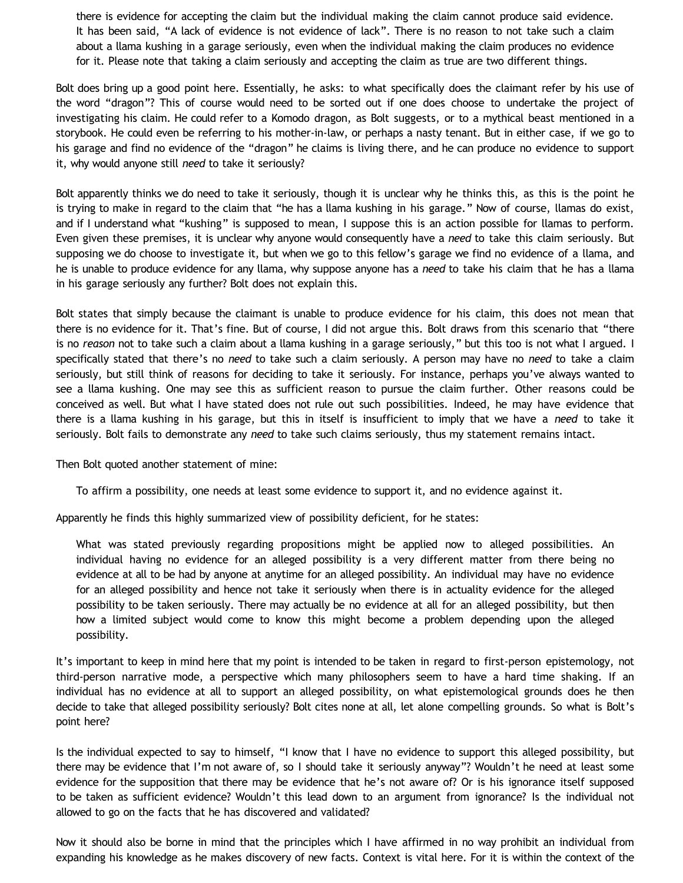> there is evidence for accepting the claim but the individual making the claim cannot produce said evidence. It has been said, "A lack of evidence is not evidence of lack". There is no reason to not take such a claim about a llama kushing in a garage seriously, even when the individual making the claim produces no evidence for it. Please note that taking a claim seriously and accepting the claim as true are two different things.

Bolt does bring up a good point here. Essentially, he asks: to what specifically does the claimant refer by his use of the word "dragon"? This of course would need to be sorted out if one does choose to undertake the project of investigating his claim. He could refer to a Komodo dragon, as Bolt suggests, or to a mythical beast mentioned in a storybook. He could even be referring to his mother-in-law, or perhaps a nasty tenant. But in either case, if we go to his garage and find no evidence of the "dragon" he claims is living there, and he can produce no evidence to support it, why would anyone still *need* to take it seriously?

Bolt apparently thinks we do need to take it seriously, though it is unclear why he thinks this, as this is the point he is trying to make in regard to the claim that "he has a llama kushing in his garage." Now of course, llamas do exist, and if I understand what "kushing" is supposed to mean, I suppose this is an action possible for llamas to perform. Even given these premises, it is unclear why anyone would consequently have a *need* to take this claim seriously. But supposing we do choose to investigate it, but when we go to this fellow's garage we find no evidence of a llama, and he is unable to produce evidence for any llama, why suppose anyone has a *need* to take his claim that he has a llama in his garage seriously any further? Bolt does not explain this.

Bolt states that simply because the claimant is unable to produce evidence for his claim, this does not mean that there is no evidence for it. That's fine. But of course, I did not argue this. Bolt draws from this scenario that "there is no *reason* not to take such a claim about a llama kushing in a garage seriously," but this too is not what I argued. I specifically stated that there's no *need* to take such a claim seriously. A person may have no *need* to take a claim seriously, but still think of reasons for deciding to take it seriously. For instance, perhaps you've always wanted to see a llama kushing. One may see this as sufficient reason to pursue the claim further. Other reasons could be conceived as well. But what I have stated does not rule out such possibilities. Indeed, he may have evidence that there is a llama kushing in his garage, but this in itself is insufficient to imply that we have a *need* to take it seriously. Bolt fails to demonstrate any *need* to take such claims seriously, thus my statement remains intact.

Then Bolt quoted another statement of mine:

> To affirm a possibility, one needs at least some evidence to support it, and no evidence against it.

Apparently he finds this highly summarized view of possibility deficient, for he states:

> What was stated previously regarding propositions might be applied now to alleged possibilities. An individual having no evidence for an alleged possibility is a very different matter from there being no evidence at all to be had by anyone at anytime for an alleged possibility. An individual may have no evidence for an alleged possibility and hence not take it seriously when there is in actuality evidence for the alleged possibility to be taken seriously. There may actually be no evidence at all for an alleged possibility, but then how a limited subject would come to know this might become a problem depending upon the alleged possibility.

It's important to keep in mind here that my point is intended to be taken in regard to first-person epistemology, not third-person narrative mode, a perspective which many philosophers seem to have a hard time shaking. If an individual has no evidence at all to support an alleged possibility, on what epistemological grounds does he then decide to take that alleged possibility seriously? Bolt cites none at all, let alone compelling grounds. So what is Bolt's point here?

Is the individual expected to say to himself, "I know that I have no evidence to support this alleged possibility, but there may be evidence that I'm not aware of, so I should take it seriously anyway"? Wouldn't he need at least some evidence for the supposition that there may be evidence that he's not aware of? Or is his ignorance itself supposed to be taken as sufficient evidence? Wouldn't this lead down to an argument from ignorance? Is the individual not allowed to go on the facts that he has discovered and validated?

Now it should also be borne in mind that the principles which I have affirmed in no way prohibit an individual from expanding his knowledge as he makes discovery of new facts. Context is vital here. For it is within the context of the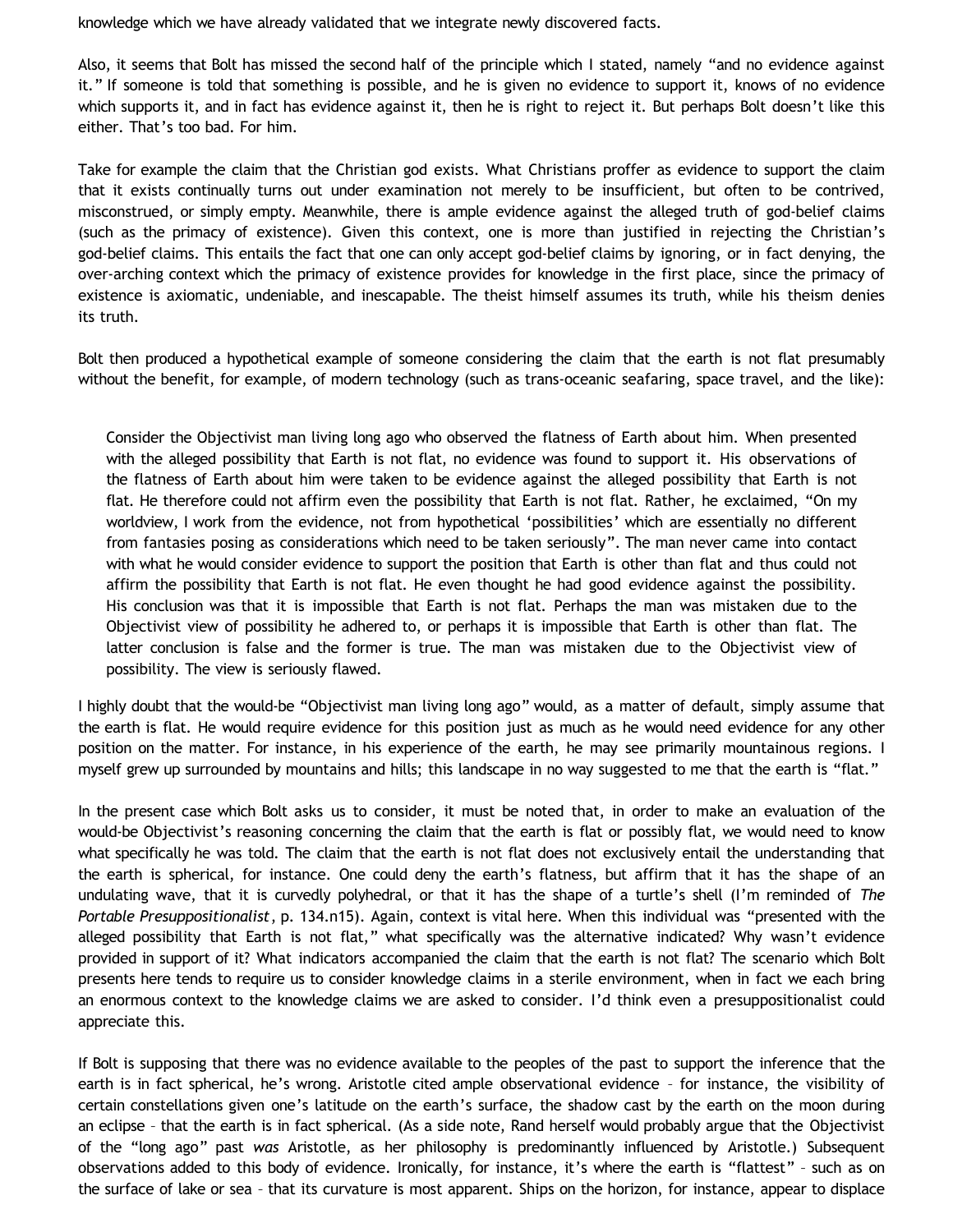knowledge which we have already validated that we integrate newly discovered facts.

Also, it seems that Bolt has missed the second half of the principle which I stated, namely "and no evidence against it." If someone is told that something is possible, and he is given no evidence to support it, knows of no evidence which supports it, and in fact has evidence against it, then he is right to reject it. But perhaps Bolt doesn't like this either. That's too bad. For him.

Take for example the claim that the Christian god exists. What Christians proffer as evidence to support the claim that it exists continually turns out under examination not merely to be insufficient, but often to be contrived, misconstrued, or simply empty. Meanwhile, there is ample evidence against the alleged truth of god-belief claims (such as the primacy of existence). Given this context, one is more than justified in rejecting the Christian's god-belief claims. This entails the fact that one can only accept god-belief claims by ignoring, or in fact denying, the over-arching context which the primacy of existence provides for knowledge in the first place, since the primacy of existence is axiomatic, undeniable, and inescapable. The theist himself assumes its truth, while his theism denies its truth.

Bolt then produced a hypothetical example of someone considering the claim that the earth is not flat presumably without the benefit, for example, of modern technology (such as trans-oceanic seafaring, space travel, and the like):

> Consider the Objectivist man living long ago who observed the flatness of Earth about him. When presented with the alleged possibility that Earth is not flat, no evidence was found to support it. His observations of the flatness of Earth about him were taken to be evidence against the alleged possibility that Earth is not flat. He therefore could not affirm even the possibility that Earth is not flat. Rather, he exclaimed, "On my worldview, I work from the evidence, not from hypothetical 'possibilities' which are essentially no different from fantasies posing as considerations which need to be taken seriously". The man never came into contact with what he would consider evidence to support the position that Earth is other than flat and thus could not affirm the possibility that Earth is not flat. He even thought he had good evidence against the possibility. His conclusion was that it is impossible that Earth is not flat. Perhaps the man was mistaken due to the Objectivist view of possibility he adhered to, or perhaps it is impossible that Earth is other than flat. The latter conclusion is false and the former is true. The man was mistaken due to the Objectivist view of possibility. The view is seriously flawed.

I highly doubt that the would-be "Objectivist man living long ago" would, as a matter of default, simply assume that the earth is flat. He would require evidence for this position just as much as he would need evidence for any other position on the matter. For instance, in his experience of the earth, he may see primarily mountainous regions. I myself grew up surrounded by mountains and hills; this landscape in no way suggested to me that the earth is "flat."

In the present case which Bolt asks us to consider, it must be noted that, in order to make an evaluation of the would-be Objectivist's reasoning concerning the claim that the earth is flat or possibly flat, we would need to know what specifically he was told. The claim that the earth is not flat does not exclusively entail the understanding that the earth is spherical, for instance. One could deny the earth's flatness, but affirm that it has the shape of an undulating wave, that it is curvedly polyhedral, or that it has the shape of a turtle's shell (I'm reminded of *The Portable Presuppositionalist*, p. 134.n15). Again, context is vital here. When this individual was "presented with the alleged possibility that Earth is not flat," what specifically was the alternative indicated? Why wasn't evidence provided in support of it? What indicators accompanied the claim that the earth is not flat? The scenario which Bolt presents here tends to require us to consider knowledge claims in a sterile environment, when in fact we each bring an enormous context to the knowledge claims we are asked to consider. I'd think even a presuppositionalist could appreciate this.

If Bolt is supposing that there was no evidence available to the peoples of the past to support the inference that the earth is in fact spherical, he's wrong. Aristotle cited ample observational evidence – for instance, the visibility of certain constellations given one's latitude on the earth's surface, the shadow cast by the earth on the moon during an eclipse – that the earth is in fact spherical. (As a side note, Rand herself would probably argue that the Objectivist of the "long ago" past *was* Aristotle, as her philosophy is predominantly influenced by Aristotle.) Subsequent observations added to this body of evidence. Ironically, for instance, it's where the earth is "flattest" – such as on the surface of lake or sea – that its curvature is most apparent. Ships on the horizon, for instance, appear to displace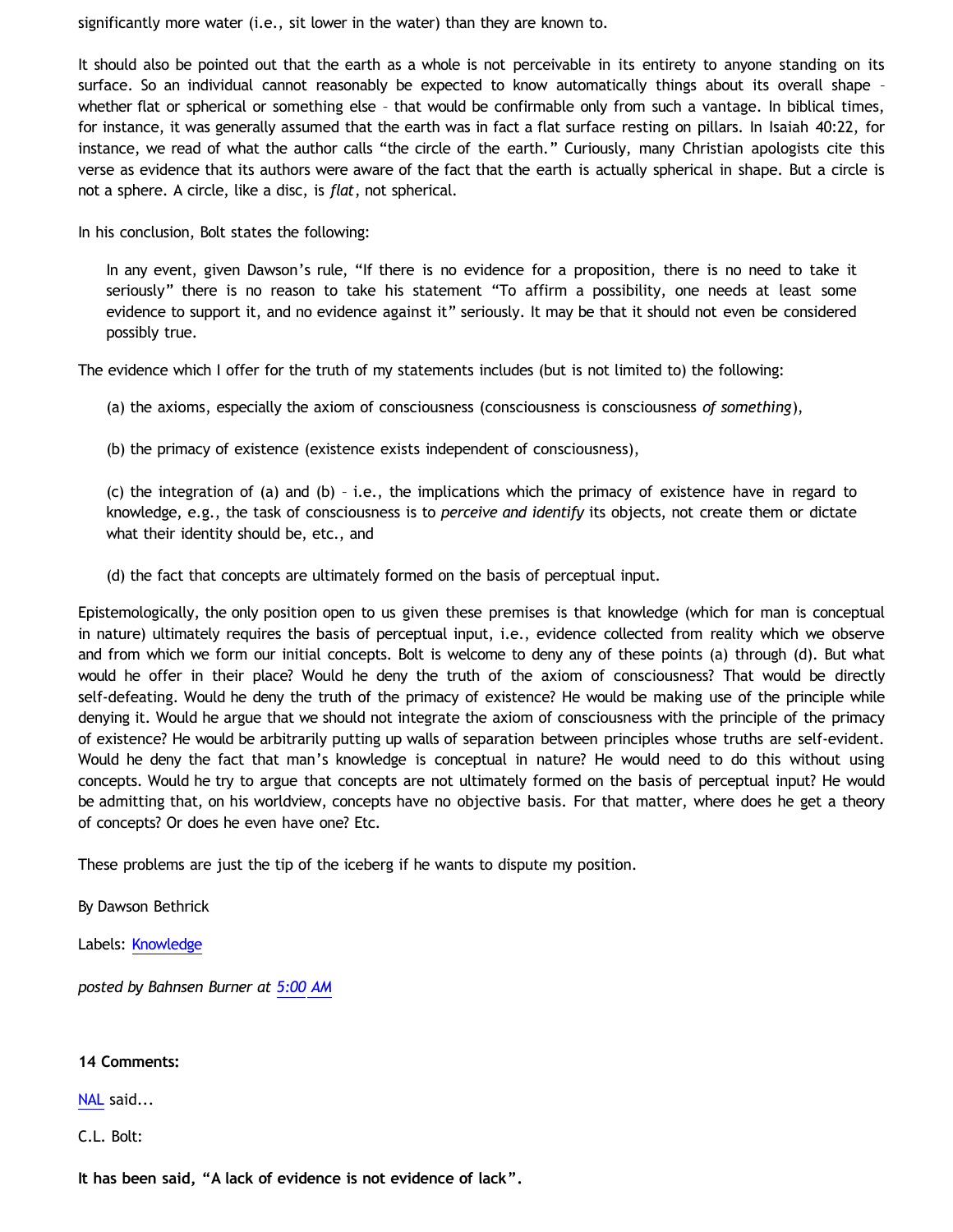significantly more water (i.e., sit lower in the water) than they are known to.

It should also be pointed out that the earth as a whole is not perceivable in its entirety to anyone standing on its surface. So an individual cannot reasonably be expected to know automatically things about its overall shape – whether flat or spherical or something else – that would be confirmable only from such a vantage. In biblical times, for instance, it was generally assumed that the earth was in fact a flat surface resting on pillars. In Isaiah 40:22, for instance, we read of what the author calls "the circle of the earth." Curiously, many Christian apologists cite this verse as evidence that its authors were aware of the fact that the earth is actually spherical in shape. But a circle is not a sphere. A circle, like a disc, is *flat*, not spherical.

In his conclusion, Bolt states the following:

> In any event, given Dawson's rule, "If there is no evidence for a proposition, there is no need to take it seriously" there is no reason to take his statement "To affirm a possibility, one needs at least some evidence to support it, and no evidence against it" seriously. It may be that it should not even be considered possibly true.

The evidence which I offer for the truth of my statements includes (but is not limited to) the following:

> (a) the axioms, especially the axiom of consciousness (consciousness is consciousness *of something*),
>
> (b) the primacy of existence (existence exists independent of consciousness),
>
> (c) the integration of (a) and (b) – i.e., the implications which the primacy of existence have in regard to knowledge, e.g., the task of consciousness is to *perceive and identify* its objects, not create them or dictate what their identity should be, etc., and
>
> (d) the fact that concepts are ultimately formed on the basis of perceptual input.

Epistemologically, the only position open to us given these premises is that knowledge (which for man is conceptual in nature) ultimately requires the basis of perceptual input, i.e., evidence collected from reality which we observe and from which we form our initial concepts. Bolt is welcome to deny any of these points (a) through (d). But what would he offer in their place? Would he deny the truth of the axiom of consciousness? That would be directly self-defeating. Would he deny the truth of the primacy of existence? He would be making use of the principle while denying it. Would he argue that we should not integrate the axiom of consciousness with the principle of the primacy of existence? He would be arbitrarily putting up walls of separation between principles whose truths are self-evident. Would he deny the fact that man's knowledge is conceptual in nature? He would need to do this without using concepts. Would he try to argue that concepts are not ultimately formed on the basis of perceptual input? He would be admitting that, on his worldview, concepts have no objective basis. For that matter, where does he get a theory of concepts? Or does he even have one? Etc.

These problems are just the tip of the iceberg if he wants to dispute my position.

By Dawson Bethrick

Labels: Knowledge

*posted by Bahnsen Burner at 5:00 AM*

**14 Comments:**

NAL said...

C.L. Bolt:

**It has been said, "A lack of evidence is not evidence of lack".**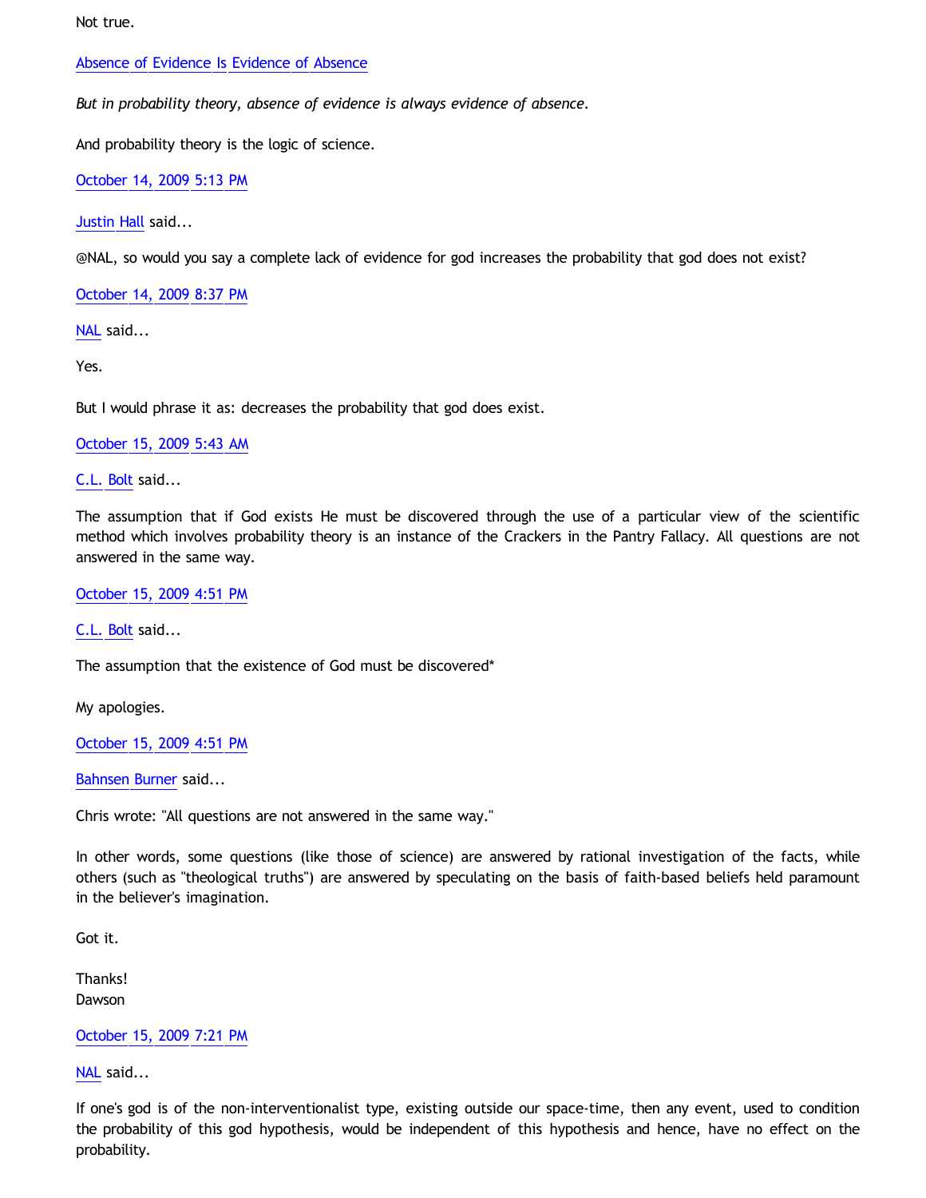Not true.

[Absence of Evidence Is Evidence of Absence]

*But in probability theory, absence of evidence is always evidence of absence.*

And probability theory is the logic of science.

October 14, 2009 5:13 PM

Justin Hall said...

@NAL, so would you say a complete lack of evidence for god increases the probability that god does not exist?

October 14, 2009 8:37 PM

NAL said...

Yes.

But I would phrase it as: decreases the probability that god does exist.

October 15, 2009 5:43 AM

C.L. Bolt said...

The assumption that if God exists He must be discovered through the use of a particular view of the scientific method which involves probability theory is an instance of the Crackers in the Pantry Fallacy. All questions are not answered in the same way.

October 15, 2009 4:51 PM

C.L. Bolt said...

The assumption that the existence of God must be discovered*

My apologies.

October 15, 2009 4:51 PM

Bahnsen Burner said...

Chris wrote: "All questions are not answered in the same way."

In other words, some questions (like those of science) are answered by rational investigation of the facts, while others (such as "theological truths") are answered by speculating on the basis of faith-based beliefs held paramount in the believer's imagination.

Got it.

Thanks!
Dawson

October 15, 2009 7:21 PM

NAL said...

If one's god is of the non-interventionalist type, existing outside our space-time, then any event, used to condition the probability of this god hypothesis, would be independent of this hypothesis and hence, have no effect on the probability.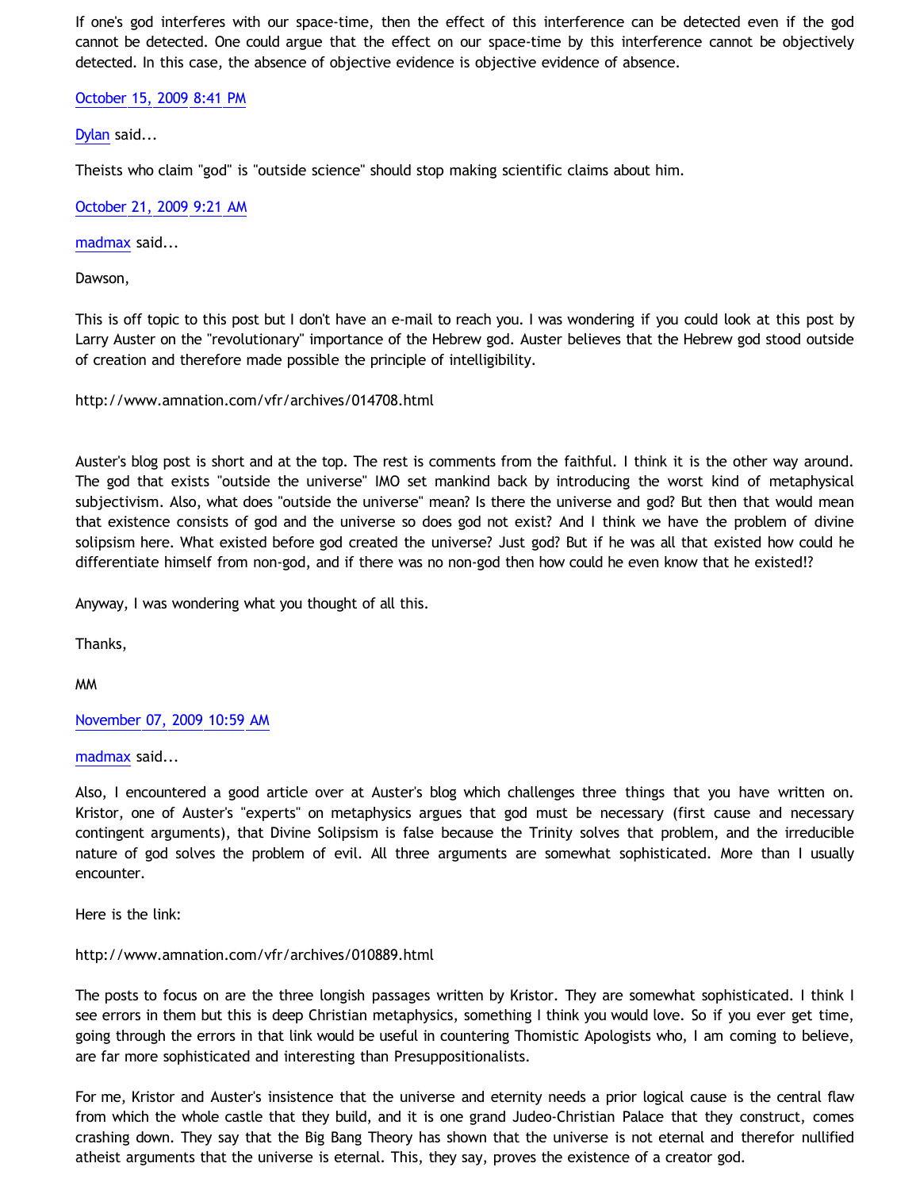If one's god interferes with our space-time, then the effect of this interference can be detected even if the god cannot be detected. One could argue that the effect on our space-time by this interference cannot be objectively detected. In this case, the absence of objective evidence is objective evidence of absence.

October 15, 2009 8:41 PM

Dylan said...

Theists who claim "god" is "outside science" should stop making scientific claims about him.

October 21, 2009 9:21 AM

madmax said...

Dawson,

This is off topic to this post but I don't have an e-mail to reach you. I was wondering if you could look at this post by Larry Auster on the "revolutionary" importance of the Hebrew god. Auster believes that the Hebrew god stood outside of creation and therefore made possible the principle of intelligibility.

http://www.amnation.com/vfr/archives/014708.html

Auster's blog post is short and at the top. The rest is comments from the faithful. I think it is the other way around. The god that exists "outside the universe" IMO set mankind back by introducing the worst kind of metaphysical subjectivism. Also, what does "outside the universe" mean? Is there the universe and god? But then that would mean that existence consists of god and the universe so does god not exist? And I think we have the problem of divine solipsism here. What existed before god created the universe? Just god? But if he was all that existed how could he differentiate himself from non-god, and if there was no non-god then how could he even know that he existed!?

Anyway, I was wondering what you thought of all this.

Thanks,

MM

November 07, 2009 10:59 AM

madmax said...

Also, I encountered a good article over at Auster's blog which challenges three things that you have written on. Kristor, one of Auster's "experts" on metaphysics argues that god must be necessary (first cause and necessary contingent arguments), that Divine Solipsism is false because the Trinity solves that problem, and the irreducible nature of god solves the problem of evil. All three arguments are somewhat sophisticated. More than I usually encounter.

Here is the link:

http://www.amnation.com/vfr/archives/010889.html

The posts to focus on are the three longish passages written by Kristor. They are somewhat sophisticated. I think I see errors in them but this is deep Christian metaphysics, something I think you would love. So if you ever get time, going through the errors in that link would be useful in countering Thomistic Apologists who, I am coming to believe, are far more sophisticated and interesting than Presuppositionalists.

For me, Kristor and Auster's insistence that the universe and eternity needs a prior logical cause is the central flaw from which the whole castle that they build, and it is one grand Judeo-Christian Palace that they construct, comes crashing down. They say that the Big Bang Theory has shown that the universe is not eternal and therefor nullified atheist arguments that the universe is eternal. This, they say, proves the existence of a creator god.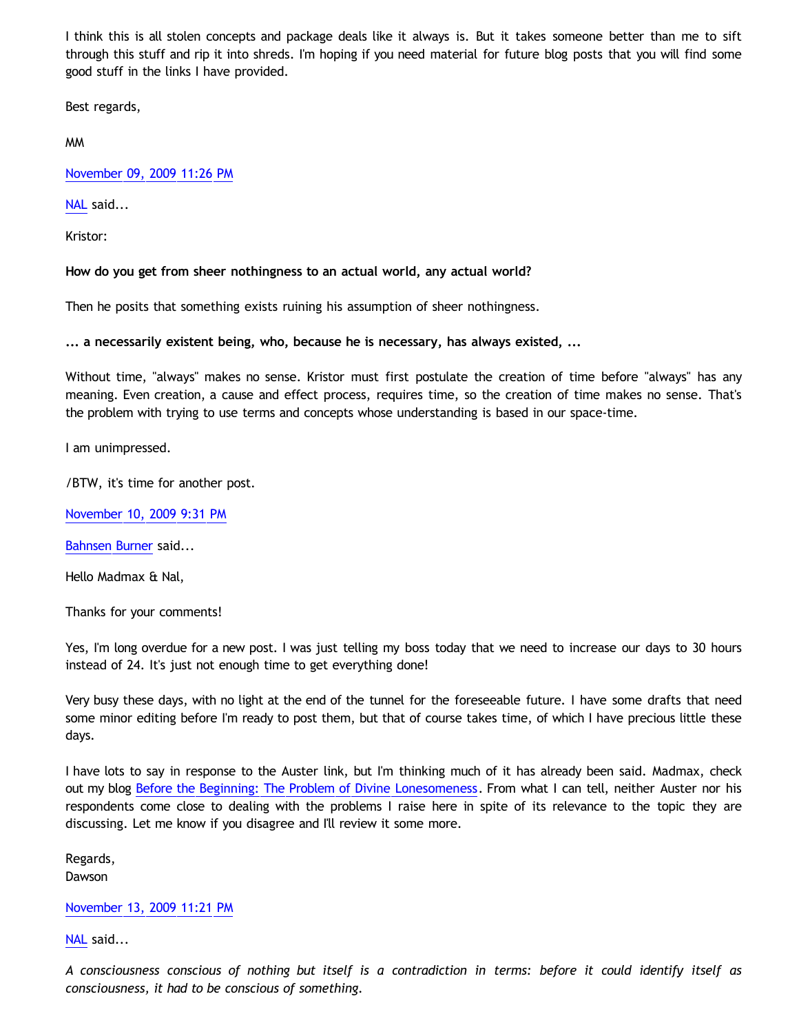I think this is all stolen concepts and package deals like it always is. But it takes someone better than me to sift through this stuff and rip it into shreds. I'm hoping if you need material for future blog posts that you will find some good stuff in the links I have provided.

Best regards,

MM

November 09, 2009 11:26 PM

NAL said...

Kristor:

**How do you get from sheer nothingness to an actual world, any actual world?**

Then he posits that something exists ruining his assumption of sheer nothingness.

**... a necessarily existent being, who, because he is necessary, has always existed, ...**

Without time, "always" makes no sense. Kristor must first postulate the creation of time before "always" has any meaning. Even creation, a cause and effect process, requires time, so the creation of time makes no sense. That's the problem with trying to use terms and concepts whose understanding is based in our space-time.

I am unimpressed.

/BTW, it's time for another post.

November 10, 2009 9:31 PM

Bahnsen Burner said...

Hello Madmax & Nal,

Thanks for your comments!

Yes, I'm long overdue for a new post. I was just telling my boss today that we need to increase our days to 30 hours instead of 24. It's just not enough time to get everything done!

Very busy these days, with no light at the end of the tunnel for the foreseeable future. I have some drafts that need some minor editing before I'm ready to post them, but that of course takes time, of which I have precious little these days.

I have lots to say in response to the Auster link, but I'm thinking much of it has already been said. Madmax, check out my blog Before the Beginning: The Problem of Divine Lonesomeness. From what I can tell, neither Auster nor his respondents come close to dealing with the problems I raise here in spite of its relevance to the topic they are discussing. Let me know if you disagree and I'll review it some more.

Regards,
Dawson

November 13, 2009 11:21 PM

NAL said...

*A consciousness conscious of nothing but itself is a contradiction in terms: before it could identify itself as consciousness, it had to be conscious of something.*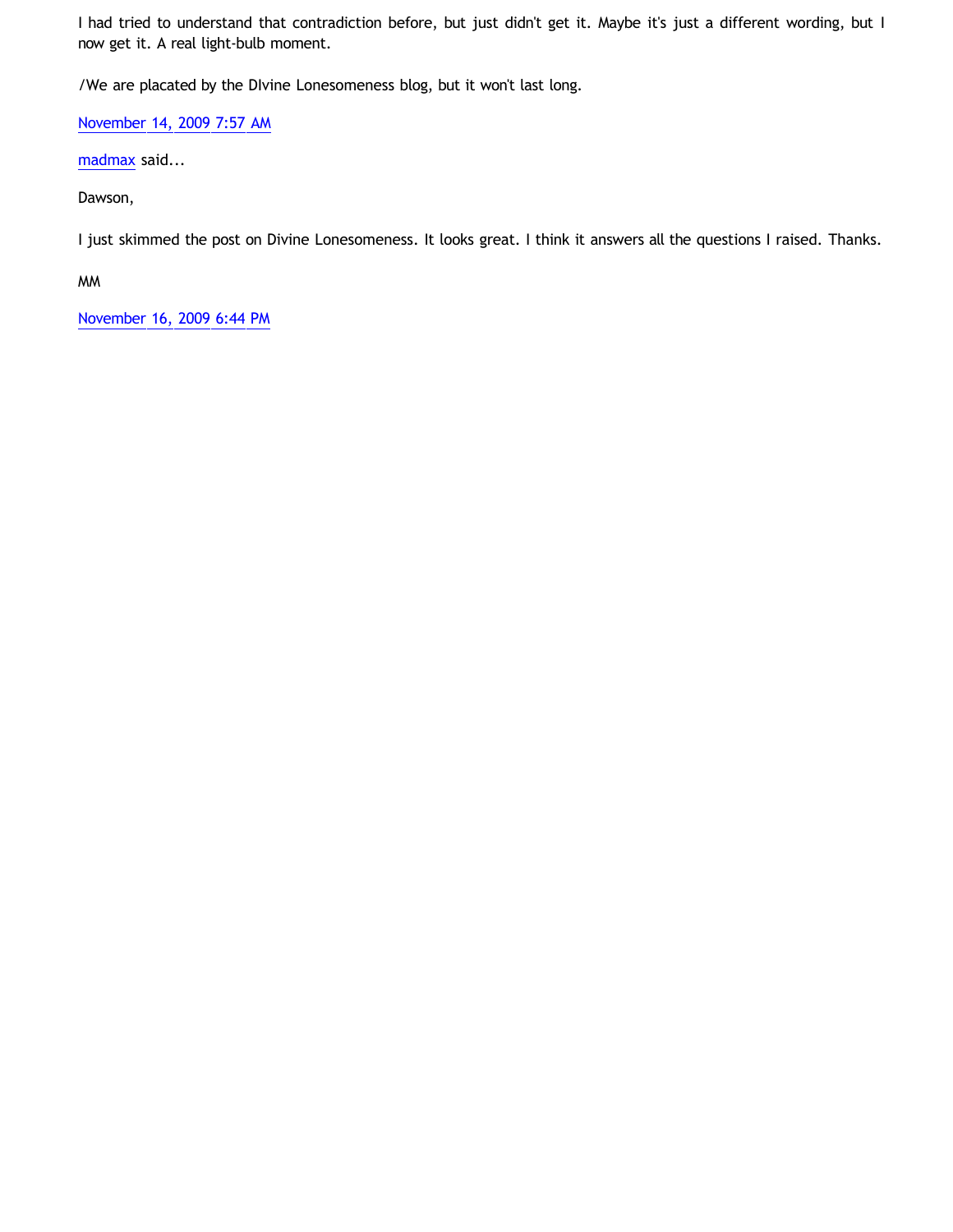I had tried to understand that contradiction before, but just didn't get it. Maybe it's just a different wording, but I now get it. A real light-bulb moment.

/We are placated by the DIvine Lonesomeness blog, but it won't last long.

November 14, 2009 7:57 AM

madmax said...

Dawson,

I just skimmed the post on Divine Lonesomeness. It looks great. I think it answers all the questions I raised. Thanks.

MM

November 16, 2009 6:44 PM